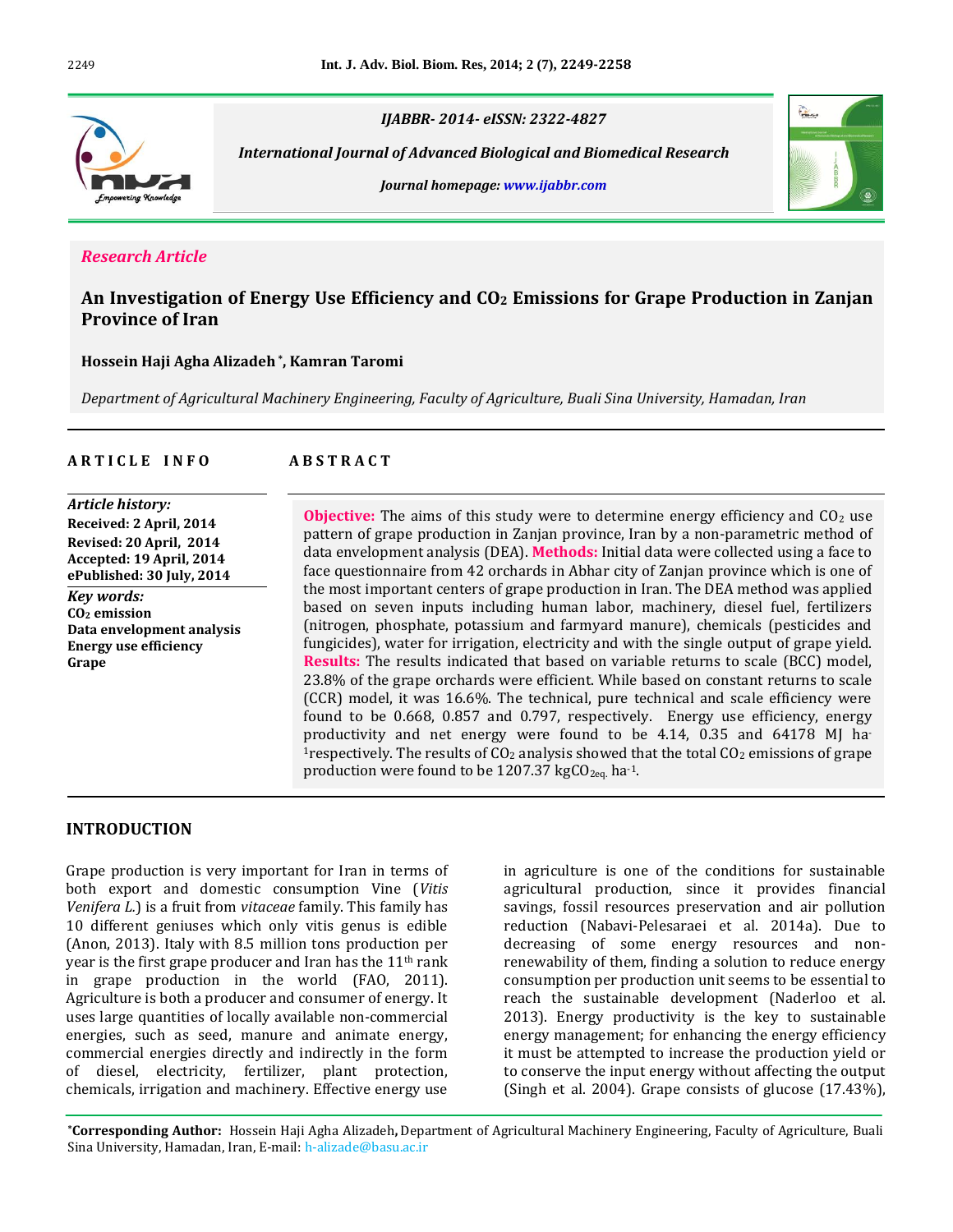IJABBR- 2014- eISSN: 2322-4827

*International Journal of Advanced Biological and Biomedical Research*

*Journal homepage: www.ijabbr.com*

*Research Article*

# An Investigation of Energy Use Efficiency and $CO_2$ Emissions for Grape Production in Zanjan Province of Iran

**Hossein Haji Agha Alizadeh \*, Kamran Taromi**

*Department of Agricultural Machinery Engineering, Faculty of Agriculture, Buali Sina University, Hamadan, Iran*

**ARTICLE INFO**

*Article history:*
**Received: 2 April, 2014**
**Revised: 20 April, 2014**
**Accepted: 19 April, 2014**
**ePublished: 30 July, 2014**

*Key words:*
**$CO_2$ emission**
**Data envelopment analysis**
**Energy use efficiency**
**Grape**

**ABSTRACT**

**Objective:** The aims of this study were to determine energy efficiency and $CO_2$ use pattern of grape production in Zanjan province, Iran by a non-parametric method of data envelopment analysis (DEA). **Methods:** Initial data were collected using a face to face questionnaire from 42 orchards in Abhar city of Zanjan province which is one of the most important centers of grape production in Iran. The DEA method was applied based on seven inputs including human labor, machinery, diesel fuel, fertilizers (nitrogen, phosphate, potassium and farmyard manure), chemicals (pesticides and fungicides), water for irrigation, electricity and with the single output of grape yield. **Results:** The results indicated that based on variable returns to scale (BCC) model, 23.8% of the grape orchards were efficient. While based on constant returns to scale (CCR) model, it was 16.6%. The technical, pure technical and scale efficiency were found to be 0.668, 0.857 and 0.797, respectively. Energy use efficiency, energy productivity and net energy were found to be 4.14, 0.35 and 64178 MJ $ha^{-1}$respectively. The results of $CO_2$ analysis showed that the total $CO_2$ emissions of grape production were found to be 1207.37 $kgCO_{2eq.}$ $ha^{-1}$.

## INTRODUCTION

Grape production is very important for Iran in terms of both export and domestic consumption Vine (*Vitis Venifera L.*) is a fruit from *vitaceae* family. This family has 10 different geniuses which only vitis genus is edible (Anon, 2013). Italy with 8.5 million tons production per year is the first grape producer and Iran has the 11th rank in grape production in the world (FAO, 2011). Agriculture is both a producer and consumer of energy. It uses large quantities of locally available non-commercial energies, such as seed, manure and animate energy, commercial energies directly and indirectly in the form of diesel, electricity, fertilizer, plant protection, chemicals, irrigation and machinery. Effective energy use in agriculture is one of the conditions for sustainable agricultural production, since it provides financial savings, fossil resources preservation and air pollution reduction (Nabavi-Pelesaraei et al. 2014a). Due to decreasing of some energy resources and non-renewability of them, finding a solution to reduce energy consumption per production unit seems to be essential to reach the sustainable development (Naderloo et al. 2013). Energy productivity is the key to sustainable energy management; for enhancing the energy efficiency it must be attempted to increase the production yield or to conserve the input energy without affecting the output (Singh et al. 2004). Grape consists of glucose (17.43%),

\***Corresponding Author:** Hossein Haji Agha Alizadeh, Department of Agricultural Machinery Engineering, Faculty of Agriculture, Buali Sina University, Hamadan, Iran, E-mail: h-alizade@basu.ac.ir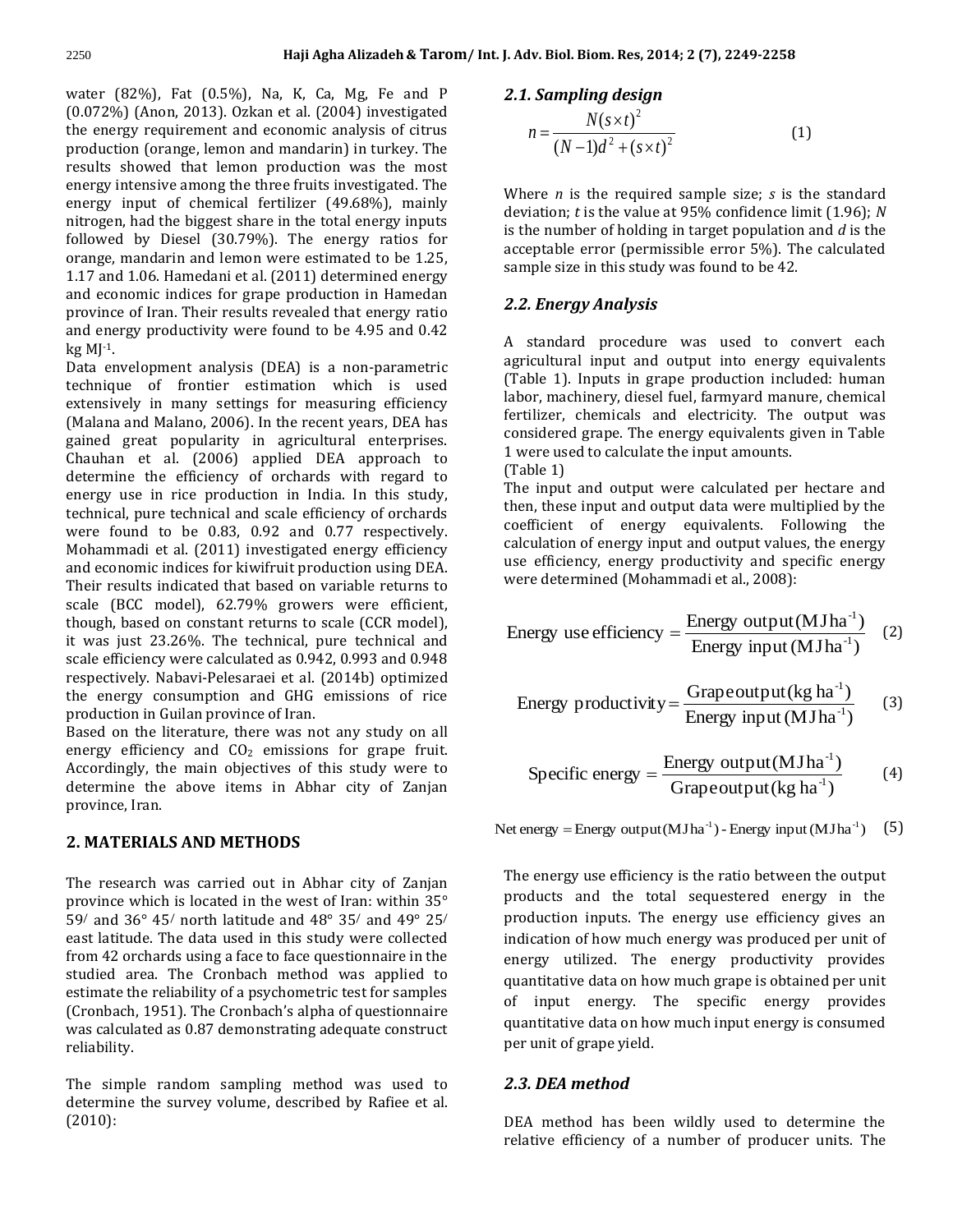water (82%), Fat (0.5%), Na, K, Ca, Mg, Fe and P (0.072%) (Anon, 2013). Ozkan et al. (2004) investigated the energy requirement and economic analysis of citrus production (orange, lemon and mandarin) in turkey. The results showed that lemon production was the most energy intensive among the three fruits investigated. The energy input of chemical fertilizer (49.68%), mainly nitrogen, had the biggest share in the total energy inputs followed by Diesel (30.79%). The energy ratios for orange, mandarin and lemon were estimated to be 1.25, 1.17 and 1.06. Hamedani et al. (2011) determined energy and economic indices for grape production in Hamedan province of Iran. Their results revealed that energy ratio and energy productivity were found to be 4.95 and 0.42 kg $MJ^{-1}$.

Data envelopment analysis (DEA) is a non-parametric technique of frontier estimation which is used extensively in many settings for measuring efficiency (Malana and Malano, 2006). In the recent years, DEA has gained great popularity in agricultural enterprises. Chauhan et al. (2006) applied DEA approach to determine the efficiency of orchards with regard to energy use in rice production in India. In this study, technical, pure technical and scale efficiency of orchards were found to be 0.83, 0.92 and 0.77 respectively. Mohammadi et al. (2011) investigated energy efficiency and economic indices for kiwifruit production using DEA. Their results indicated that based on variable returns to scale (BCC model), 62.79% growers were efficient, though, based on constant returns to scale (CCR model), it was just 23.26%. The technical, pure technical and scale efficiency were calculated as 0.942, 0.993 and 0.948 respectively. Nabavi-Pelesaraei et al. (2014b) optimized the energy consumption and GHG emissions of rice production in Guilan province of Iran.

Based on the literature, there was not any study on all energy efficiency and $CO_2$ emissions for grape fruit. Accordingly, the main objectives of this study were to determine the above items in Abhar city of Zanjan province, Iran.

## 2. MATERIALS AND METHODS

The research was carried out in Abhar city of Zanjan province which is located in the west of Iran: within 35° 59/ and 36° 45/ north latitude and 48° 35/ and 49° 25/ east latitude. The data used in this study were collected from 42 orchards using a face to face questionnaire in the studied area. The Cronbach method was applied to estimate the reliability of a psychometric test for samples (Cronbach, 1951). The Cronbach's alpha of questionnaire was calculated as 0.87 demonstrating adequate construct reliability.

The simple random sampling method was used to determine the survey volume, described by Rafiee et al. (2010):

### 2.1. Sampling design

$$n = \frac{N(s \times t)^2}{(N-1)d^2 + (s \times t)^2} \quad (1)$$

Where $n$ is the required sample size; $s$ is the standard deviation; $t$ is the value at 95% confidence limit (1.96); $N$ is the number of holding in target population and $d$ is the acceptable error (permissible error 5%). The calculated sample size in this study was found to be 42.

### 2.2. Energy Analysis

A standard procedure was used to convert each agricultural input and output into energy equivalents (Table 1). Inputs in grape production included: human labor, machinery, diesel fuel, farmyard manure, chemical fertilizer, chemicals and electricity. The output was considered grape. The energy equivalents given in Table 1 were used to calculate the input amounts.

(Table 1)

The input and output were calculated per hectare and then, these input and output data were multiplied by the coefficient of energy equivalents. Following the calculation of energy input and output values, the energy use efficiency, energy productivity and specific energy were determined (Mohammadi et al., 2008):

$$\text{Energy use efficiency} = \frac{\text{Energy output}(\text{MJ ha}^{-1})}{\text{Energy input}(\text{MJ ha}^{-1})} \quad (2)$$

$$\text{Energy productivity} = \frac{\text{Grape output}(\text{kg ha}^{-1})}{\text{Energy input}(\text{MJ ha}^{-1})} \quad (3)$$

$$\text{Specific energy} = \frac{\text{Energy output}(\text{MJ ha}^{-1})}{\text{Grape output}(\text{kg ha}^{-1})} \quad (4)$$

$$\text{Net energy} = \text{Energy output}(\text{MJ ha}^{-1}) - \text{Energy input}(\text{MJ ha}^{-1}) \quad (5)$$

The energy use efficiency is the ratio between the output products and the total sequestered energy in the production inputs. The energy use efficiency gives an indication of how much energy was produced per unit of energy utilized. The energy productivity provides quantitative data on how much grape is obtained per unit of input energy. The specific energy provides quantitative data on how much input energy is consumed per unit of grape yield.

### 2.3. DEA method

DEA method has been wildly used to determine the relative efficiency of a number of producer units. The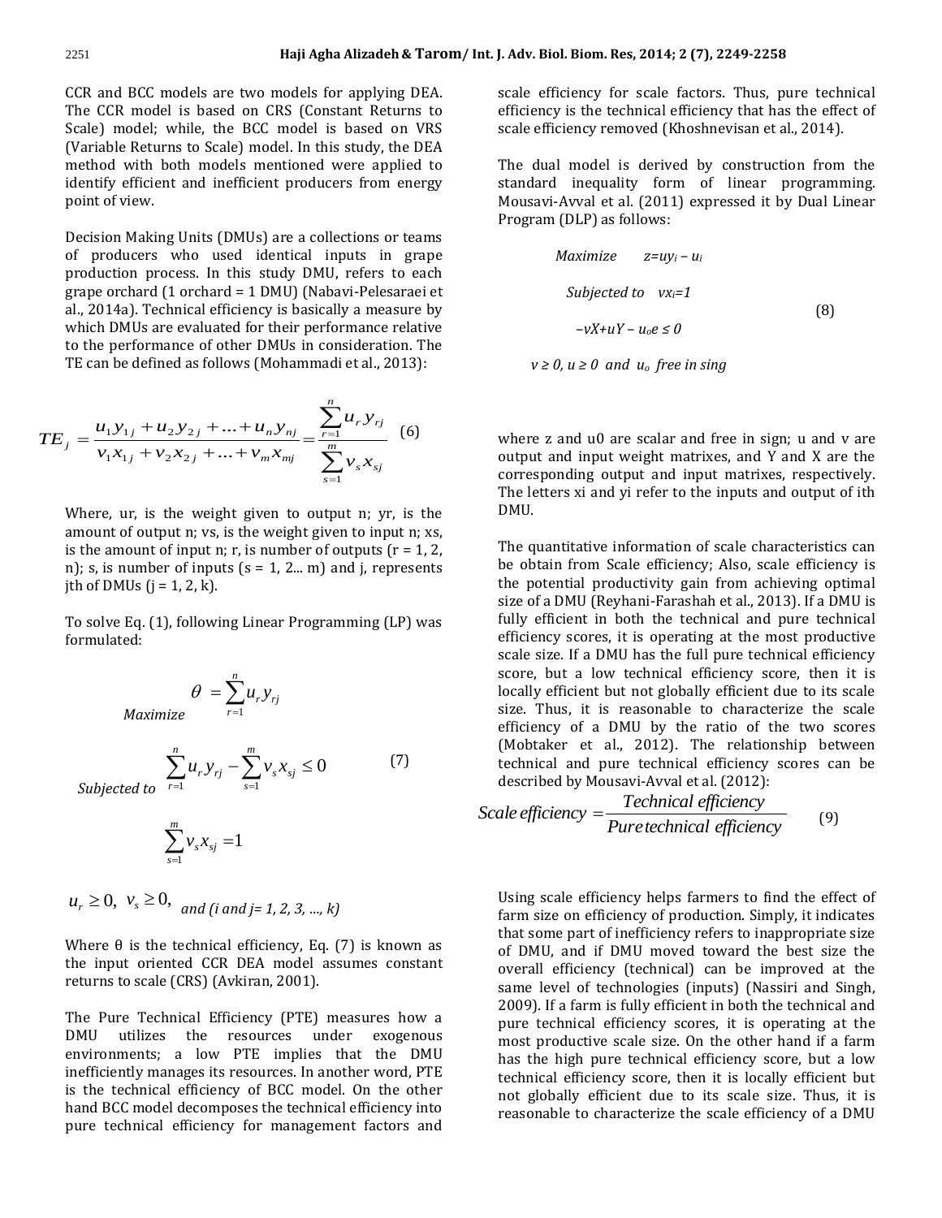CCR and BCC models are two models for applying DEA. The CCR model is based on CRS (Constant Returns to Scale) model; while, the BCC model is based on VRS (Variable Returns to Scale) model. In this study, the DEA method with both models mentioned were applied to identify efficient and inefficient producers from energy point of view.

Decision Making Units (DMUs) are a collections or teams of producers who used identical inputs in grape production process. In this study DMU, refers to each grape orchard (1 orchard = 1 DMU) (Nabavi-Pelesaraei et al., 2014a). Technical efficiency is basically a measure by which DMUs are evaluated for their performance relative to the performance of other DMUs in consideration. The TE can be defined as follows (Mohammadi et al., 2013):

$$TE_j = \frac{u_1 y_{1j} + u_2 y_{2j} + \ldots + u_n y_{nj}}{v_1 x_{1j} + v_2 x_{2j} + \ldots + v_m x_{mj}} = \frac{\sum_{r=1}^{n} u_r y_{rj}}{\sum_{s=1}^{m} v_s x_{sj}} \quad (6)$$

Where, ur, is the weight given to output n; yr, is the amount of output n; vs, is the weight given to input n; xs, is the amount of input n; r, is number of outputs (r = 1, 2, n); s, is number of inputs (s = 1, 2... m) and j, represents jth of DMUs (j = 1, 2, k).

To solve Eq. (1), following Linear Programming (LP) was formulated:

$$\text{Maximize} \quad \theta = \sum_{r=1}^{n} u_r y_{rj}$$

$$\text{Subjected to} \quad \sum_{r=1}^{n} u_r y_{rj} - \sum_{s=1}^{m} v_s x_{sj} \le 0 \quad (7)$$

$$\sum_{s=1}^{m} v_s x_{sj} = 1$$

$$u_r \ge 0, \; v_s \ge 0, \; \text{and (i and j= 1, 2, 3, ..., k)}$$

Where θ is the technical efficiency, Eq. (7) is known as the input oriented CCR DEA model assumes constant returns to scale (CRS) (Avkiran, 2001).

The Pure Technical Efficiency (PTE) measures how a DMU utilizes the resources under exogenous environments; a low PTE implies that the DMU inefficiently manages its resources. In another word, PTE is the technical efficiency of BCC model. On the other hand BCC model decomposes the technical efficiency into pure technical efficiency for management factors and scale efficiency for scale factors. Thus, pure technical efficiency is the technical efficiency that has the effect of scale efficiency removed (Khoshnevisan et al., 2014).

The dual model is derived by construction from the standard inequality form of linear programming. Mousavi-Avval et al. (2011) expressed it by Dual Linear Program (DLP) as follows:

$$\text{Maximize} \quad z = uy_i - u_i$$

$$\text{Subjected to} \quad vx_i = 1 \quad (8)$$

$$-vX + uY - u_o e \le 0$$

$$v \ge 0, \; u \ge 0 \; \text{ and } \; u_o \; \text{free in sing}$$

where z and u0 are scalar and free in sign; u and v are output and input weight matrixes, and Y and X are the corresponding output and input matrixes, respectively. The letters xi and yi refer to the inputs and output of ith DMU.

The quantitative information of scale characteristics can be obtain from Scale efficiency; Also, scale efficiency is the potential productivity gain from achieving optimal size of a DMU (Reyhani-Farashah et al., 2013). If a DMU is fully efficient in both the technical and pure technical efficiency scores, it is operating at the most productive scale size. If a DMU has the full pure technical efficiency score, but a low technical efficiency score, then it is locally efficient but not globally efficient due to its scale size. Thus, it is reasonable to characterize the scale efficiency of a DMU by the ratio of the two scores (Mobtaker et al., 2012). The relationship between technical and pure technical efficiency scores can be described by Mousavi-Avval et al. (2012):

$$\text{Scale efficiency} = \frac{\text{Technical efficiency}}{\text{Pure technical efficiency}} \quad (9)$$

Using scale efficiency helps farmers to find the effect of farm size on efficiency of production. Simply, it indicates that some part of inefficiency refers to inappropriate size of DMU, and if DMU moved toward the best size the overall efficiency (technical) can be improved at the same level of technologies (inputs) (Nassiri and Singh, 2009). If a farm is fully efficient in both the technical and pure technical efficiency scores, it is operating at the most productive scale size. On the other hand if a farm has the high pure technical efficiency score, but a low technical efficiency score, then it is locally efficient but not globally efficient due to its scale size. Thus, it is reasonable to characterize the scale efficiency of a DMU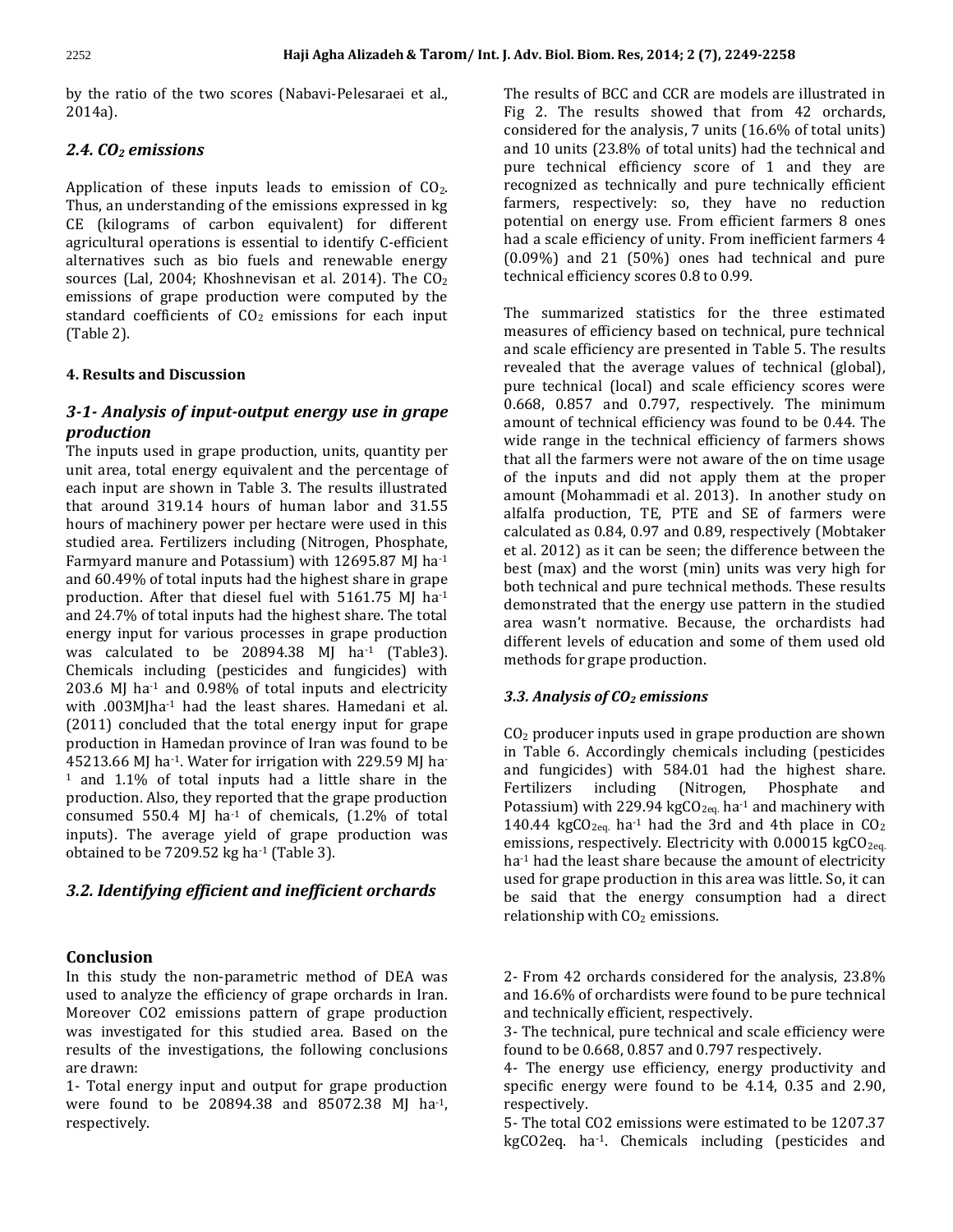by the ratio of the two scores (Nabavi-Pelesaraei et al., 2014a).

### *2.4. $CO_2$ emissions*

Application of these inputs leads to emission of $CO_2$. Thus, an understanding of the emissions expressed in kg CE (kilograms of carbon equivalent) for different agricultural operations is essential to identify C-efficient alternatives such as bio fuels and renewable energy sources (Lal, 2004; Khoshnevisan et al. 2014). The $CO_2$ emissions of grape production were computed by the standard coefficients of $CO_2$ emissions for each input (Table 2).

#### 4. Results and Discussion

### *3-1- Analysis of input-output energy use in grape production*

The inputs used in grape production, units, quantity per unit area, total energy equivalent and the percentage of each input are shown in Table 3. The results illustrated that around 319.14 hours of human labor and 31.55 hours of machinery power per hectare were used in this studied area. Fertilizers including (Nitrogen, Phosphate, Farmyard manure and Potassium) with 12695.87 MJ ha$^{-1}$ and 60.49% of total inputs had the highest share in grape production. After that diesel fuel with 5161.75 MJ ha$^{-1}$ and 24.7% of total inputs had the highest share. The total energy input for various processes in grape production was calculated to be 20894.38 MJ ha$^{-1}$ (Table3). Chemicals including (pesticides and fungicides) with 203.6 MJ ha$^{-1}$ and 0.98% of total inputs and electricity with .003MJha$^{-1}$ had the least shares. Hamedani et al. (2011) concluded that the total energy input for grape production in Hamedan province of Iran was found to be 45213.66 MJ ha$^{-1}$. Water for irrigation with 229.59 MJ ha$^{-1}$ and 1.1% of total inputs had a little share in the production. Also, they reported that the grape production consumed 550.4 MJ ha$^{-1}$ of chemicals, (1.2% of total inputs). The average yield of grape production was obtained to be 7209.52 kg ha$^{-1}$ (Table 3).

### *3.2. Identifying efficient and inefficient orchards*

The results of BCC and CCR are models are illustrated in Fig 2. The results showed that from 42 orchards, considered for the analysis, 7 units (16.6% of total units) and 10 units (23.8% of total units) had the technical and pure technical efficiency score of 1 and they are recognized as technically and pure technically efficient farmers, respectively: so, they have no reduction potential on energy use. From efficient farmers 8 ones had a scale efficiency of unity. From inefficient farmers 4 (0.09%) and 21 (50%) ones had technical and pure technical efficiency scores 0.8 to 0.99.

The summarized statistics for the three estimated measures of efficiency based on technical, pure technical and scale efficiency are presented in Table 5. The results revealed that the average values of technical (global), pure technical (local) and scale efficiency scores were 0.668, 0.857 and 0.797, respectively. The minimum amount of technical efficiency was found to be 0.44. The wide range in the technical efficiency of farmers shows that all the farmers were not aware of the on time usage of the inputs and did not apply them at the proper amount (Mohammadi et al. 2013). In another study on alfalfa production, TE, PTE and SE of farmers were calculated as 0.84, 0.97 and 0.89, respectively (Mobtaker et al. 2012) as it can be seen; the difference between the best (max) and the worst (min) units was very high for both technical and pure technical methods. These results demonstrated that the energy use pattern in the studied area wasn't normative. Because, the orchardists had different levels of education and some of them used old methods for grape production.

#### *3.3. Analysis of $CO_2$ emissions*

$CO_2$ producer inputs used in grape production are shown in Table 6. Accordingly chemicals including (pesticides and fungicides) with 584.01 had the highest share. Fertilizers including (Nitrogen, Phosphate and Potassium) with 229.94 kg$CO_{2eq.}$ ha$^{-1}$ and machinery with 140.44 kg$CO_{2eq.}$ ha$^{-1}$ had the 3rd and 4th place in $CO_2$ emissions, respectively. Electricity with 0.00015 kg$CO_{2eq.}$ ha$^{-1}$ had the least share because the amount of electricity used for grape production in this area was little. So, it can be said that the energy consumption had a direct relationship with $CO_2$ emissions.

## Conclusion

In this study the non-parametric method of DEA was used to analyze the efficiency of grape orchards in Iran. Moreover CO2 emissions pattern of grape production was investigated for this studied area. Based on the results of the investigations, the following conclusions are drawn:

1- Total energy input and output for grape production were found to be 20894.38 and 85072.38 MJ ha$^{-1}$, respectively.

2- From 42 orchards considered for the analysis, 23.8% and 16.6% of orchardists were found to be pure technical and technically efficient, respectively.

3- The technical, pure technical and scale efficiency were found to be 0.668, 0.857 and 0.797 respectively.

4- The energy use efficiency, energy productivity and specific energy were found to be 4.14, 0.35 and 2.90, respectively.

5- The total CO2 emissions were estimated to be 1207.37 kgCO2eq. ha$^{-1}$. Chemicals including (pesticides and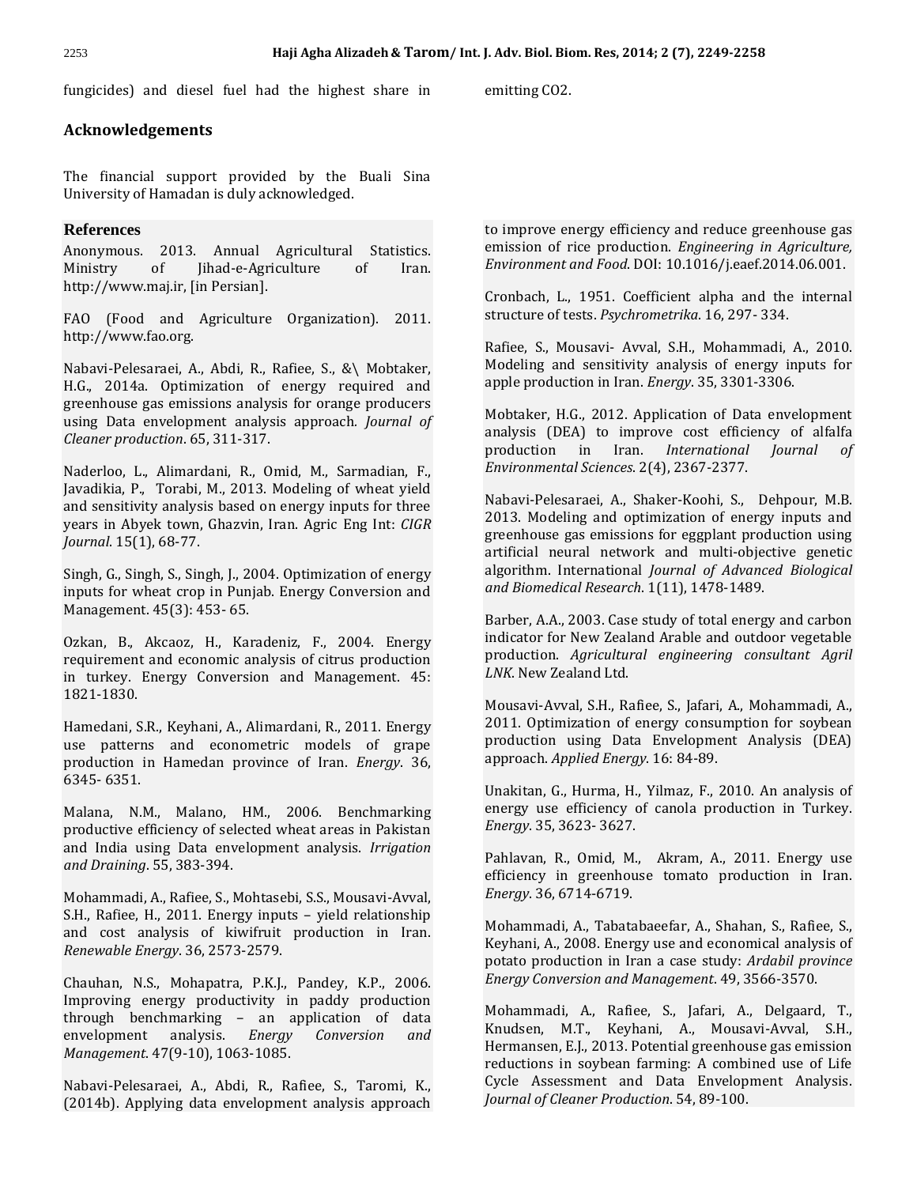fungicides) and diesel fuel had the highest share in emitting CO2.

## Acknowledgements

The financial support provided by the Buali Sina University of Hamadan is duly acknowledged.

## References

Anonymous. 2013. Annual Agricultural Statistics. Ministry of Jihad-e-Agriculture of Iran. http://www.maj.ir, [in Persian].

FAO (Food and Agriculture Organization). 2011. http://www.fao.org.

Nabavi-Pelesaraei, A., Abdi, R., Rafiee, S., &\ Mobtaker, H.G., 2014a. Optimization of energy required and greenhouse gas emissions analysis for orange producers using Data envelopment analysis approach. *Journal of Cleaner production*. 65, 311-317.

Naderloo, L., Alimardani, R., Omid, M., Sarmadian, F., Javadikia, P., Torabi, M., 2013. Modeling of wheat yield and sensitivity analysis based on energy inputs for three years in Abyek town, Ghazvin, Iran. Agric Eng Int: *CIGR Journal*. 15(1), 68-77.

Singh, G., Singh, S., Singh, J., 2004. Optimization of energy inputs for wheat crop in Punjab. Energy Conversion and Management. 45(3): 453- 65.

Ozkan, B., Akcaoz, H., Karadeniz, F., 2004. Energy requirement and economic analysis of citrus production in turkey. Energy Conversion and Management. 45: 1821-1830.

Hamedani, S.R., Keyhani, A., Alimardani, R., 2011. Energy use patterns and econometric models of grape production in Hamedan province of Iran. *Energy*. 36, 6345- 6351.

Malana, N.M., Malano, HM., 2006. Benchmarking productive efficiency of selected wheat areas in Pakistan and India using Data envelopment analysis. *Irrigation and Draining*. 55, 383-394.

Mohammadi, A., Rafiee, S., Mohtasebi, S.S., Mousavi-Avval, S.H., Rafiee, H., 2011. Energy inputs – yield relationship and cost analysis of kiwifruit production in Iran. *Renewable Energy*. 36, 2573-2579.

Chauhan, N.S., Mohapatra, P.K.J., Pandey, K.P., 2006. Improving energy productivity in paddy production through benchmarking – an application of data envelopment analysis. *Energy Conversion and Management*. 47(9-10), 1063-1085.

Nabavi-Pelesaraei, A., Abdi, R., Rafiee, S., Taromi, K., (2014b). Applying data envelopment analysis approach to improve energy efficiency and reduce greenhouse gas emission of rice production. *Engineering in Agriculture, Environment and Food*. DOI: 10.1016/j.eaef.2014.06.001.

Cronbach, L., 1951. Coefficient alpha and the internal structure of tests. *Psychrometrika*. 16, 297- 334.

Rafiee, S., Mousavi- Avval, S.H., Mohammadi, A., 2010. Modeling and sensitivity analysis of energy inputs for apple production in Iran. *Energy*. 35, 3301-3306.

Mobtaker, H.G., 2012. Application of Data envelopment analysis (DEA) to improve cost efficiency of alfalfa production in Iran. *International Journal of Environmental Sciences*. 2(4), 2367-2377.

Nabavi-Pelesaraei, A., Shaker-Koohi, S., Dehpour, M.B. 2013. Modeling and optimization of energy inputs and greenhouse gas emissions for eggplant production using artificial neural network and multi-objective genetic algorithm. International *Journal of Advanced Biological and Biomedical Research*. 1(11), 1478-1489.

Barber, A.A., 2003. Case study of total energy and carbon indicator for New Zealand Arable and outdoor vegetable production. *Agricultural engineering consultant Agril LNK*. New Zealand Ltd.

Mousavi-Avval, S.H., Rafiee, S., Jafari, A., Mohammadi, A., 2011. Optimization of energy consumption for soybean production using Data Envelopment Analysis (DEA) approach. *Applied Energy*. 16: 84-89.

Unakitan, G., Hurma, H., Yilmaz, F., 2010. An analysis of energy use efficiency of canola production in Turkey. *Energy*. 35, 3623- 3627.

Pahlavan, R., Omid, M., Akram, A., 2011. Energy use efficiency in greenhouse tomato production in Iran. *Energy*. 36, 6714-6719.

Mohammadi, A., Tabatabaeefar, A., Shahan, S., Rafiee, S., Keyhani, A., 2008. Energy use and economical analysis of potato production in Iran a case study: *Ardabil province Energy Conversion and Management*. 49, 3566-3570.

Mohammadi, A., Rafiee, S., Jafari, A., Delgaard, T., Knudsen, M.T., Keyhani, A., Mousavi-Avval, S.H., Hermansen, E.J., 2013. Potential greenhouse gas emission reductions in soybean farming: A combined use of Life Cycle Assessment and Data Envelopment Analysis. *Journal of Cleaner Production*. 54, 89-100.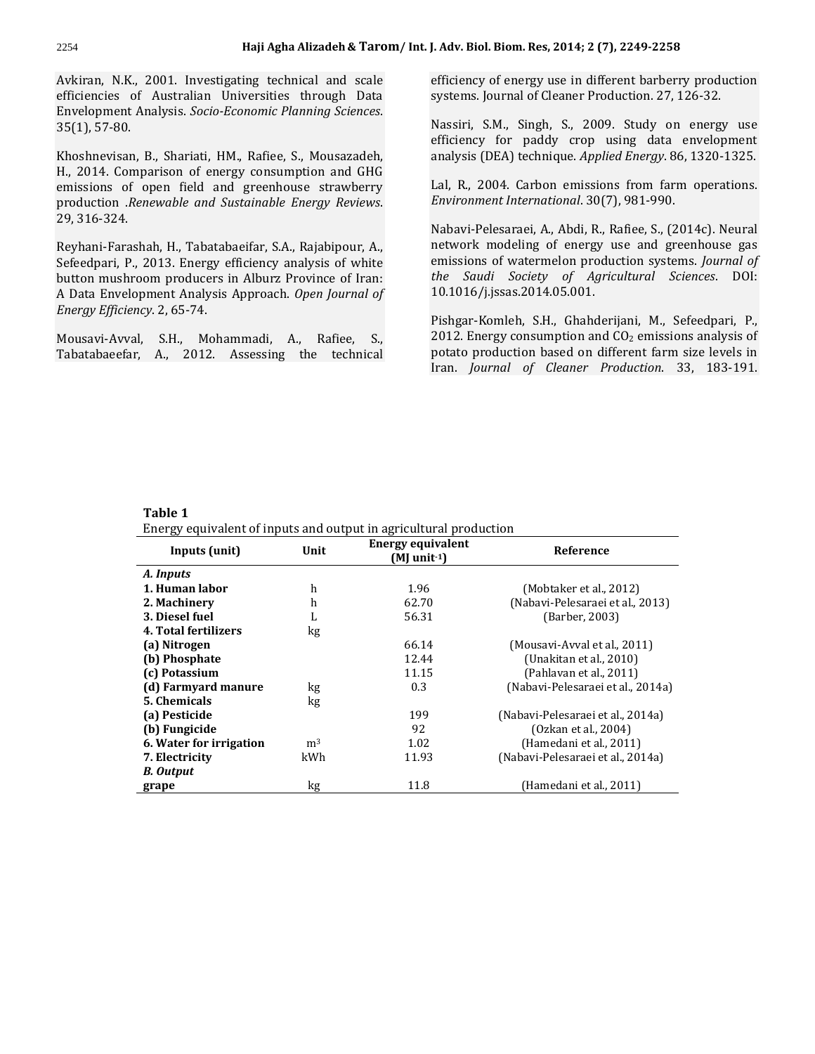Avkiran, N.K., 2001. Investigating technical and scale efficiencies of Australian Universities through Data Envelopment Analysis. *Socio-Economic Planning Sciences*. 35(1), 57-80.

Khoshnevisan, B., Shariati, HM., Rafiee, S., Mousazadeh, H., 2014. Comparison of energy consumption and GHG emissions of open field and greenhouse strawberry production .*Renewable and Sustainable Energy Reviews*. 29, 316-324.

Reyhani-Farashah, H., Tabatabaeifar, S.A., Rajabipour, A., Sefeedpari, P., 2013. Energy efficiency analysis of white button mushroom producers in Alburz Province of Iran: A Data Envelopment Analysis Approach. *Open Journal of Energy Efficiency*. 2, 65-74.

Mousavi-Avval, S.H., Mohammadi, A., Rafiee, S., Tabatabaeefar, A., 2012. Assessing the technical efficiency of energy use in different barberry production systems. Journal of Cleaner Production. 27, 126-32.

Nassiri, S.M., Singh, S., 2009. Study on energy use efficiency for paddy crop using data envelopment analysis (DEA) technique. *Applied Energy*. 86, 1320-1325.

Lal, R., 2004. Carbon emissions from farm operations. *Environment International*. 30(7), 981-990.

Nabavi-Pelesaraei, A., Abdi, R., Rafiee, S., (2014c). Neural network modeling of energy use and greenhouse gas emissions of watermelon production systems. *Journal of the Saudi Society of Agricultural Sciences*. DOI: 10.1016/j.jssas.2014.05.001.

Pishgar-Komleh, S.H., Ghahderijani, M., Sefeedpari, P., 2012. Energy consumption and $CO_2$ emissions analysis of potato production based on different farm size levels in Iran. *Journal of Cleaner Production*. 33, 183-191.

**Table 1**
Energy equivalent of inputs and output in agricultural production

| Inputs (unit) | Unit | Energy equivalent (MJ unit$^{-1}$) | Reference |
|---|---|---|---|
| ***A. Inputs*** | | | |
| **1. Human labor** | h | 1.96 | (Mobtaker et al., 2012) |
| **2. Machinery** | h | 62.70 | (Nabavi-Pelesaraei et al., 2013) |
| **3. Diesel fuel** | L | 56.31 | (Barber, 2003) |
| **4. Total fertilizers** | kg | | |
| **(a) Nitrogen** | | 66.14 | (Mousavi-Avval et al., 2011) |
| **(b) Phosphate** | | 12.44 | (Unakitan et al., 2010) |
| **(c) Potassium** | | 11.15 | (Pahlavan et al., 2011) |
| **(d) Farmyard manure** | kg | 0.3 | (Nabavi-Pelesaraei et al., 2014a) |
| **5. Chemicals** | kg | | |
| **(a) Pesticide** | | 199 | (Nabavi-Pelesaraei et al., 2014a) |
| **(b) Fungicide** | | 92 | (Ozkan et al., 2004) |
| **6. Water for irrigation** | m$^3$ | 1.02 | (Hamedani et al., 2011) |
| **7. Electricity** | kWh | 11.93 | (Nabavi-Pelesaraei et al., 2014a) |
| ***B. Output*** | | | |
| **grape** | kg | 11.8 | (Hamedani et al., 2011) |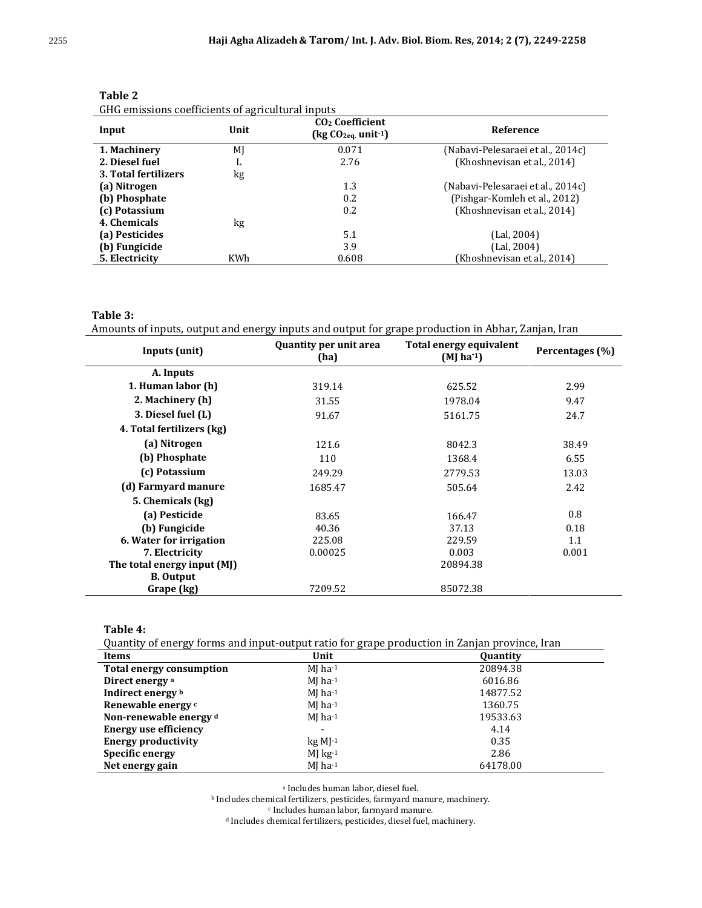**Table 2**

GHG emissions coefficients of agricultural inputs

| Input | Unit | $CO_2$ Coefficient ($kg\ CO_{2eq.}\ unit^{-1}$) | Reference |
|---|---|---|---|
| **1. Machinery** | MJ | 0.071 | (Nabavi-Pelesaraei et al., 2014c) |
| **2. Diesel fuel** | L | 2.76 | (Khoshnevisan et al., 2014) |
| **3. Total fertilizers** | kg | | |
| **(a) Nitrogen** | | 1.3 | (Nabavi-Pelesaraei et al., 2014c) |
| **(b) Phosphate** | | 0.2 | (Pishgar-Komleh et al., 2012) |
| **(c) Potassium** | | 0.2 | (Khoshnevisan et al., 2014) |
| **4. Chemicals** | kg | | |
| **(a) Pesticides** | | 5.1 | (Lal, 2004) |
| **(b) Fungicide** | | 3.9 | (Lal, 2004) |
| **5. Electricity** | KWh | 0.608 | (Khoshnevisan et al., 2014) |

**Table 3:**

Amounts of inputs, output and energy inputs and output for grape production in Abhar, Zanjan, Iran

| Inputs (unit) | Quantity per unit area (ha) | Total energy equivalent ($MJ\ ha^{-1}$) | Percentages (%) |
|---|---|---|---|
| **A. Inputs** | | | |
| **1. Human labor (h)** | 319.14 | 625.52 | 2.99 |
| **2. Machinery (h)** | 31.55 | 1978.04 | 9.47 |
| **3. Diesel fuel (L)** | 91.67 | 5161.75 | 24.7 |
| **4. Total fertilizers (kg)** | | | |
| **(a) Nitrogen** | 121.6 | 8042.3 | 38.49 |
| **(b) Phosphate** | 110 | 1368.4 | 6.55 |
| **(c) Potassium** | 249.29 | 2779.53 | 13.03 |
| **(d) Farmyard manure** | 1685.47 | 505.64 | 2.42 |
| **5. Chemicals (kg)** | | | |
| **(a) Pesticide** | 83.65 | 166.47 | 0.8 |
| **(b) Fungicide** | 40.36 | 37.13 | 0.18 |
| **6. Water for irrigation** | 225.08 | 229.59 | 1.1 |
| **7. Electricity** | 0.00025 | 0.003 | 0.001 |
| **The total energy input (MJ)** | | 20894.38 | |
| **B. Output** | | | |
| **Grape (kg)** | 7209.52 | 85072.38 | |

**Table 4:**

Quantity of energy forms and input-output ratio for grape production in Zanjan province, Iran

| Items | Unit | Quantity |
|---|---|---|
| **Total energy consumption** | $MJ\ ha^{-1}$ | 20894.38 |
| **Direct energy** [a] | $MJ\ ha^{-1}$ | 6016.86 |
| **Indirect energy** [b] | $MJ\ ha^{-1}$ | 14877.52 |
| **Renewable energy** [c] | $MJ\ ha^{-1}$ | 1360.75 |
| **Non-renewable energy** [d] | $MJ\ ha^{-1}$ | 19533.63 |
| **Energy use efficiency** | - | 4.14 |
| **Energy productivity** | $kg\ MJ^{-1}$ | 0.35 |
| **Specific energy** | $MJ\ kg^{-1}$ | 2.86 |
| **Net energy gain** | $MJ\ ha^{-1}$ | 64178.00 |

[a] Includes human labor, diesel fuel.
[b] Includes chemical fertilizers, pesticides, farmyard manure, machinery.
[c] Includes human labor, farmyard manure.
[d] Includes chemical fertilizers, pesticides, diesel fuel, machinery.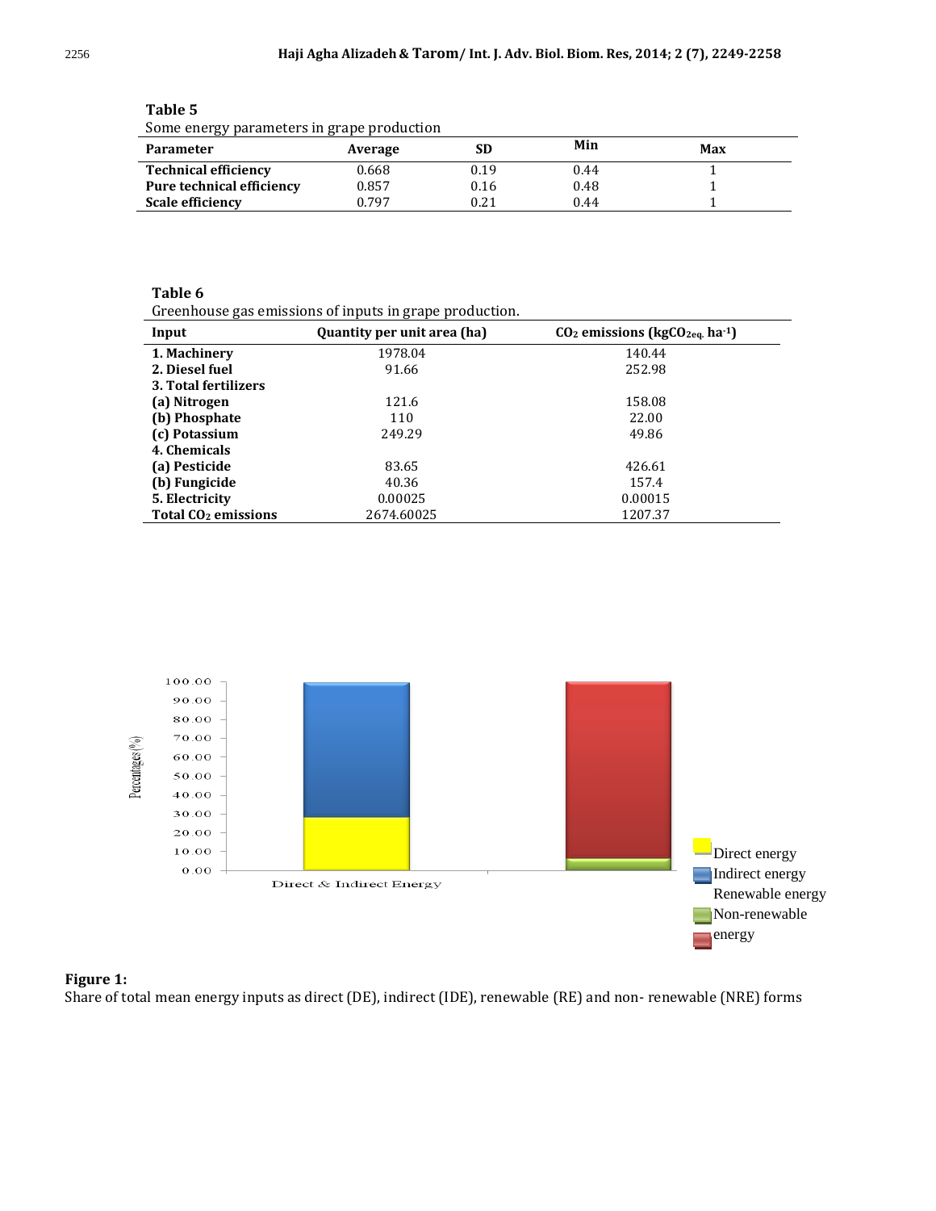**Table 5**

Some energy parameters in grape production

| Parameter | Average | SD | Min | Max |
|---|---|---|---|---|
| **Technical efficiency** | 0.668 | 0.19 | 0.44 | 1 |
| **Pure technical efficiency** | 0.857 | 0.16 | 0.48 | 1 |
| **Scale efficiency** | 0.797 | 0.21 | 0.44 | 1 |

**Table 6**

Greenhouse gas emissions of inputs in grape production.

| Input | Quantity per unit area (ha) | $CO_2$ emissions ($kgCO_{2eq.}$ $ha^{-1}$) |
|---|---|---|
| **1. Machinery** | 1978.04 | 140.44 |
| **2. Diesel fuel** | 91.66 | 252.98 |
| **3. Total fertilizers** | | |
| **(a) Nitrogen** | 121.6 | 158.08 |
| **(b) Phosphate** | 110 | 22.00 |
| **(c) Potassium** | 249.29 | 49.86 |
| **4. Chemicals** | | |
| **(a) Pesticide** | 83.65 | 426.61 |
| **(b) Fungicide** | 40.36 | 157.4 |
| **5. Electricity** | 0.00025 | 0.00015 |
| **Total $CO_2$ emissions** | 2674.60025 | 1207.37 |

**Figure 1:**

Share of total mean energy inputs as direct (DE), indirect (IDE), renewable (RE) and non- renewable (NRE) forms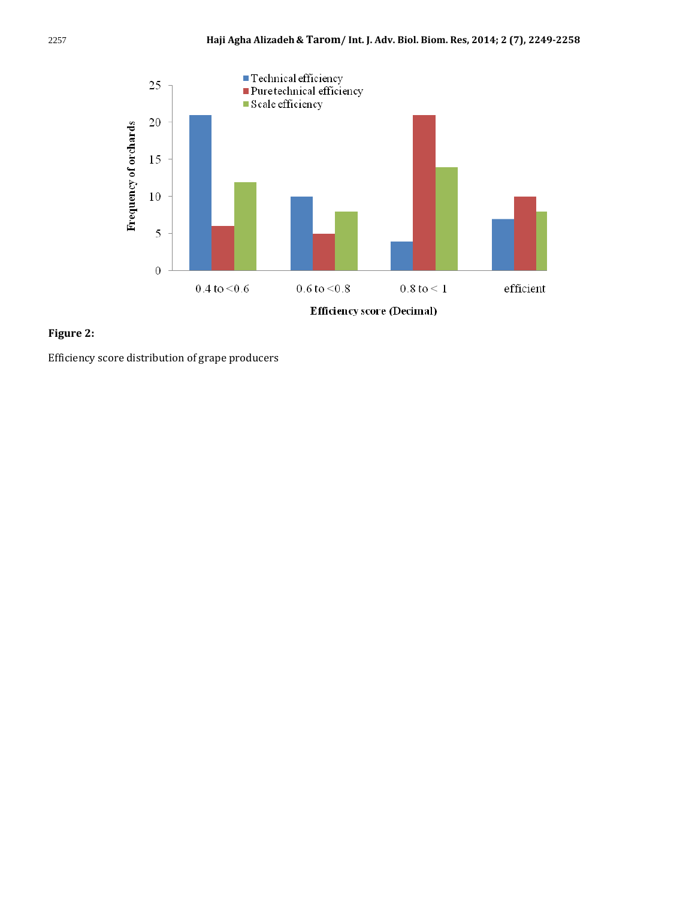**Figure 2:**

Efficiency score distribution of grape producers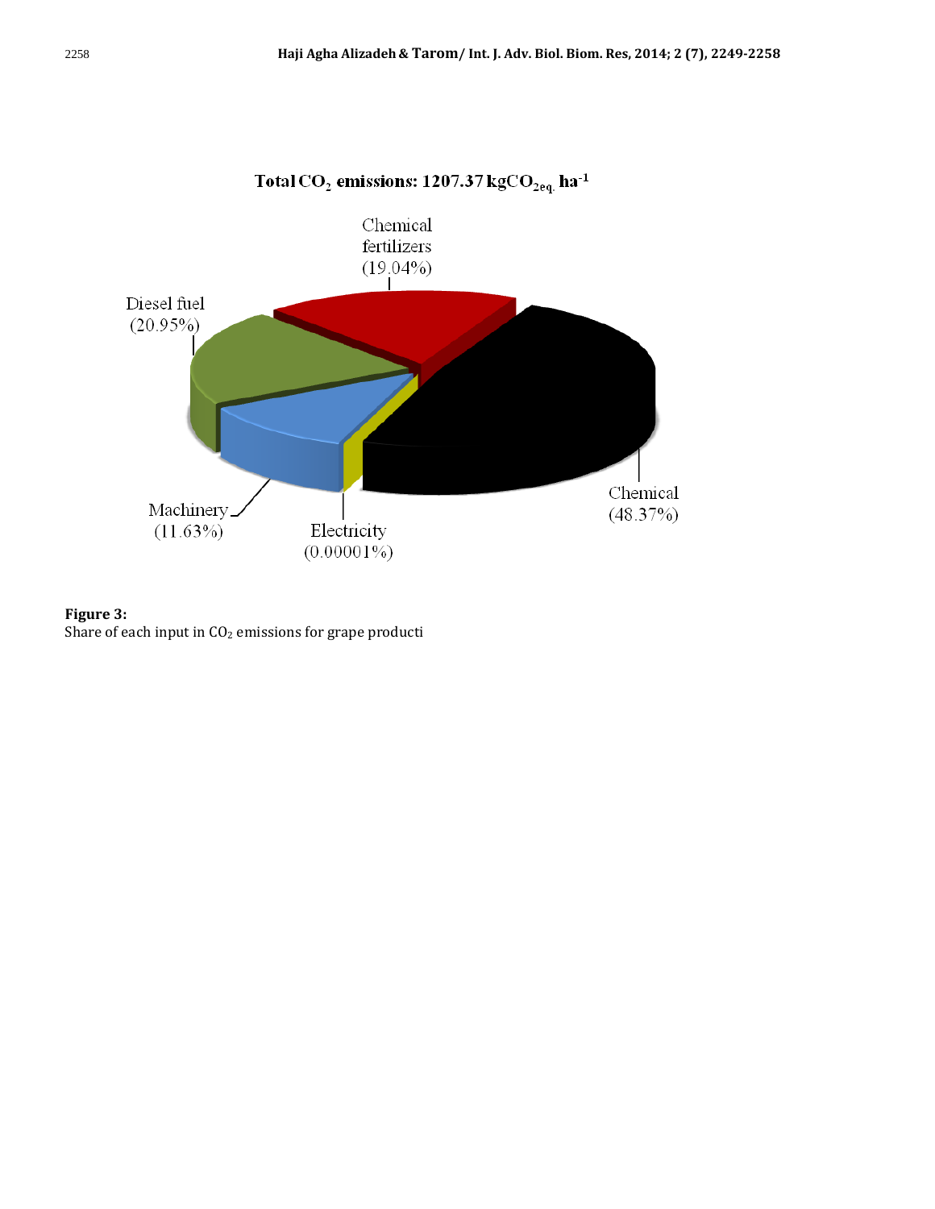Total $CO_2$ emissions: 1207.37 $kgCO_{2eq.}$ $ha^{-1}$

Chemical fertilizers (19.04%)

Diesel fuel (20.95%)

Machinery (11.63%)

Electricity (0.00001%)

Chemical (48.37%)

**Figure 3:**
Share of each input in $CO_2$ emissions for grape producti